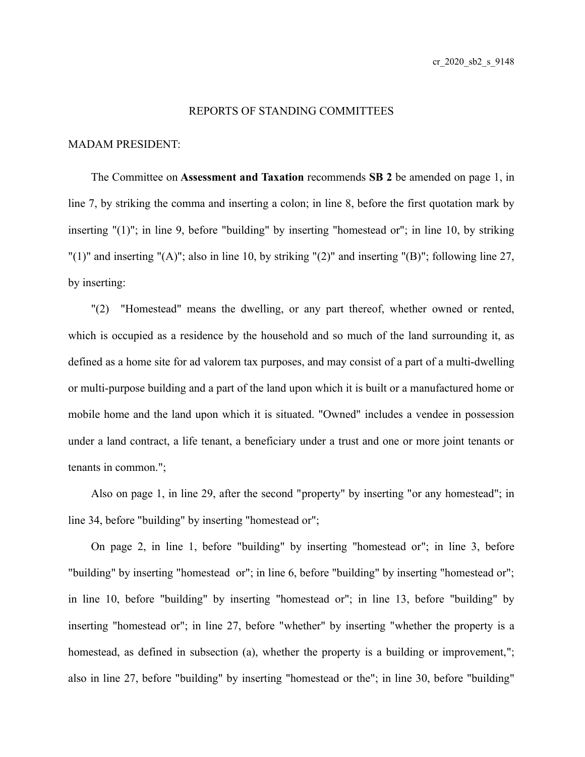REPORTS OF STANDING COMMITTEES

MADAM PRESIDENT:

The Committee on **Assessment and Taxation** recommends **SB 2** be amended on page 1, in line 7, by striking the comma and inserting a colon; in line 8, before the first quotation mark by inserting "(1)"; in line 9, before "building" by inserting "homestead or"; in line 10, by striking "(1)" and inserting "(A)"; also in line 10, by striking "(2)" and inserting "(B)"; following line 27, by inserting:

"(2) "Homestead" means the dwelling, or any part thereof, whether owned or rented, which is occupied as a residence by the household and so much of the land surrounding it, as defined as a home site for ad valorem tax purposes, and may consist of a part of a multi-dwelling or multi-purpose building and a part of the land upon which it is built or a manufactured home or mobile home and the land upon which it is situated. "Owned" includes a vendee in possession under a land contract, a life tenant, a beneficiary under a trust and one or more joint tenants or tenants in common.";

Also on page 1, in line 29, after the second "property" by inserting "or any homestead"; in line 34, before "building" by inserting "homestead or";

On page 2, in line 1, before "building" by inserting "homestead or"; in line 3, before "building" by inserting "homestead or"; in line 6, before "building" by inserting "homestead or"; in line 10, before "building" by inserting "homestead or"; in line 13, before "building" by inserting "homestead or"; in line 27, before "whether" by inserting "whether the property is a homestead, as defined in subsection (a), whether the property is a building or improvement,"; also in line 27, before "building" by inserting "homestead or the"; in line 30, before "building"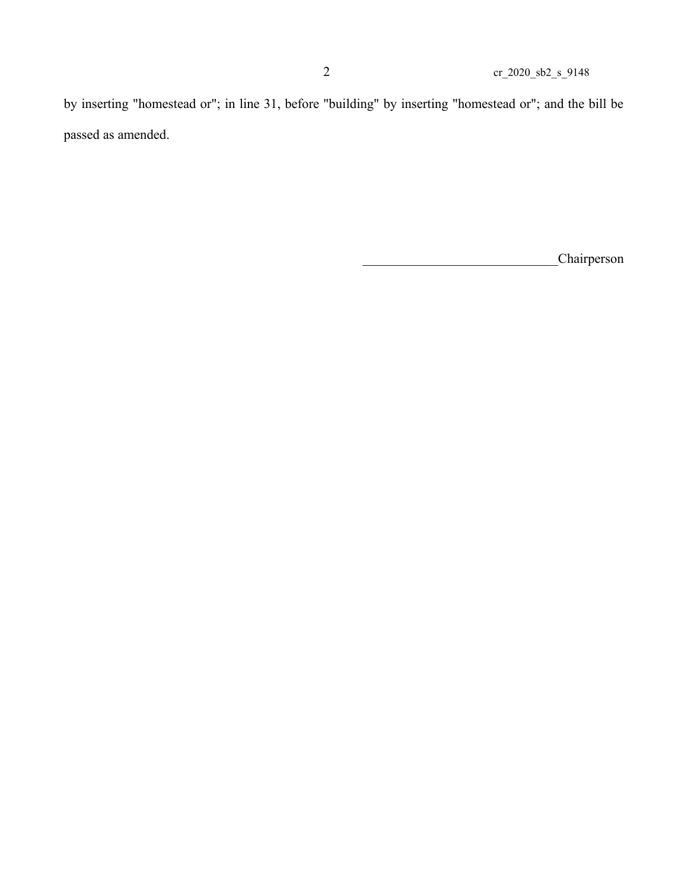by inserting "homestead or"; in line 31, before "building" by inserting "homestead or"; and the bill be passed as amended.

_____________________________Chairperson